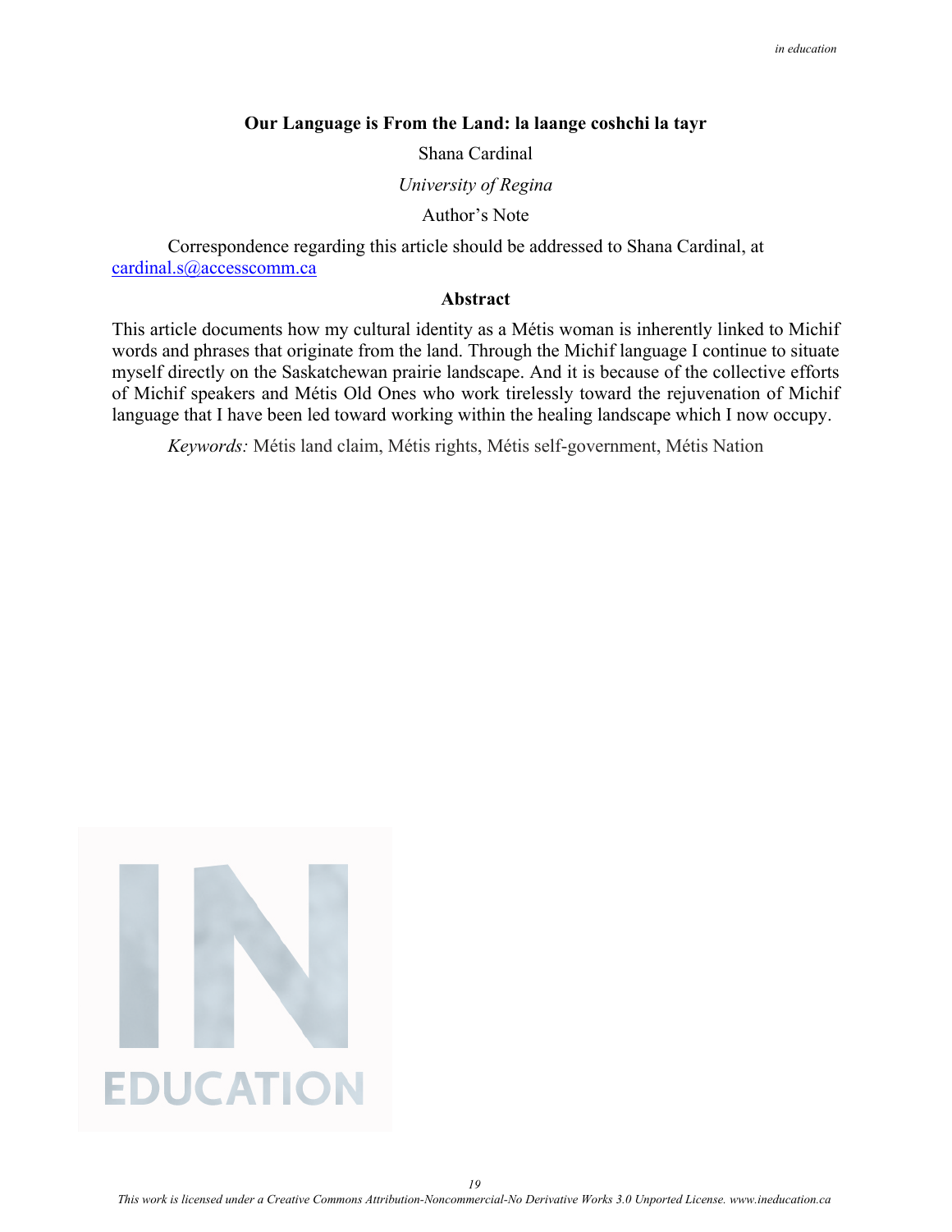# Our Language is From the Land: la laange coshchi la tayr

Shana Cardinal

*University of Regina*

Author's Note

Correspondence regarding this article should be addressed to Shana Cardinal, at cardinal.s@accesscomm.ca

## Abstract

This article documents how my cultural identity as a Métis woman is inherently linked to Michif words and phrases that originate from the land. Through the Michif language I continue to situate myself directly on the Saskatchewan prairie landscape. And it is because of the collective efforts of Michif speakers and Métis Old Ones who work tirelessly toward the rejuvenation of Michif language that I have been led toward working within the healing landscape which I now occupy.

*Keywords:* Métis land claim, Métis rights, Métis self-government, Métis Nation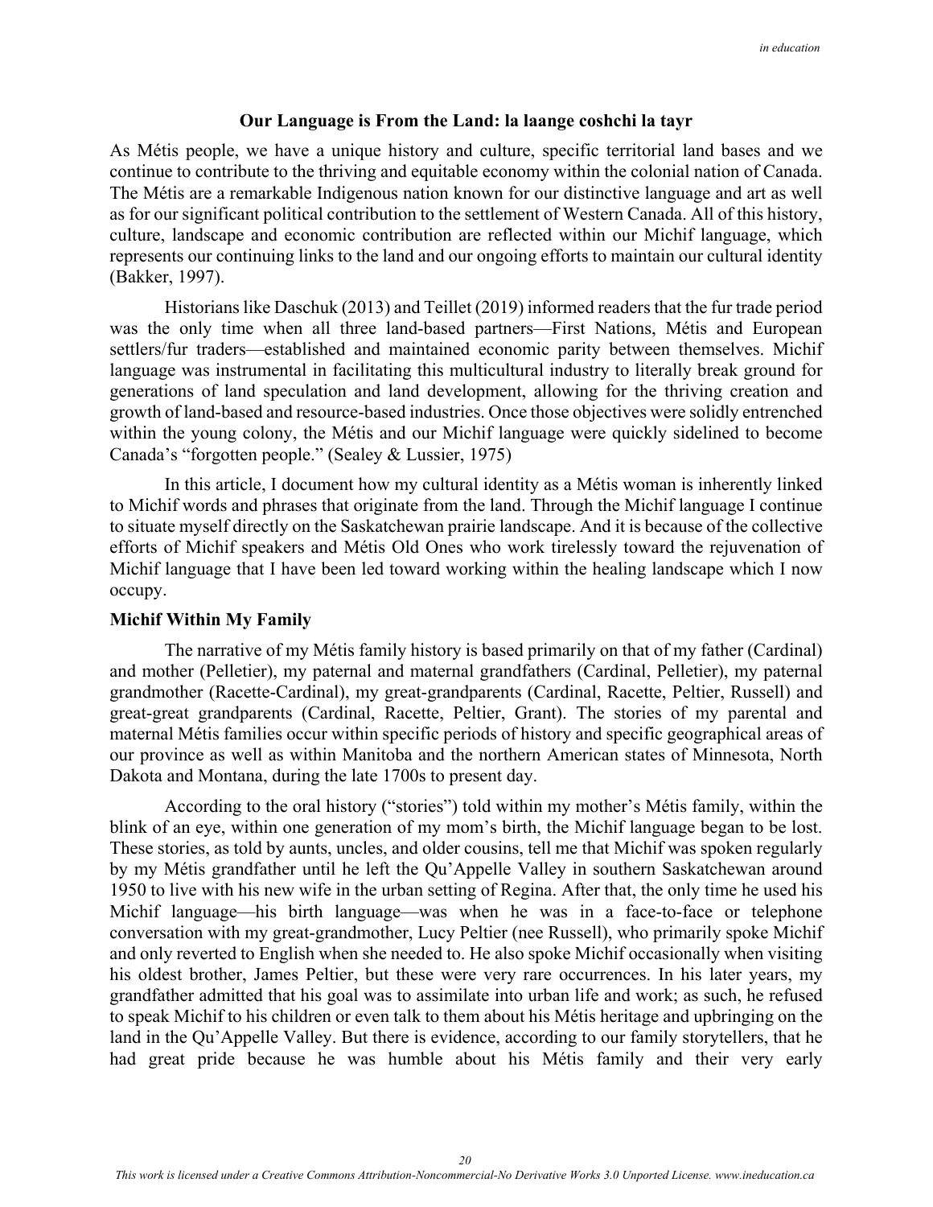### Our Language is From the Land: la laange coshchi la tayr

As Métis people, we have a unique history and culture, specific territorial land bases and we continue to contribute to the thriving and equitable economy within the colonial nation of Canada. The Métis are a remarkable Indigenous nation known for our distinctive language and art as well as for our significant political contribution to the settlement of Western Canada. All of this history, culture, landscape and economic contribution are reflected within our Michif language, which represents our continuing links to the land and our ongoing efforts to maintain our cultural identity (Bakker, 1997).

Historians like Daschuk (2013) and Teillet (2019) informed readers that the fur trade period was the only time when all three land-based partners—First Nations, Métis and European settlers/fur traders—established and maintained economic parity between themselves. Michif language was instrumental in facilitating this multicultural industry to literally break ground for generations of land speculation and land development, allowing for the thriving creation and growth of land-based and resource-based industries. Once those objectives were solidly entrenched within the young colony, the Métis and our Michif language were quickly sidelined to become Canada's "forgotten people." (Sealey & Lussier, 1975)

In this article, I document how my cultural identity as a Métis woman is inherently linked to Michif words and phrases that originate from the land. Through the Michif language I continue to situate myself directly on the Saskatchewan prairie landscape. And it is because of the collective efforts of Michif speakers and Métis Old Ones who work tirelessly toward the rejuvenation of Michif language that I have been led toward working within the healing landscape which I now occupy.

### Michif Within My Family

The narrative of my Métis family history is based primarily on that of my father (Cardinal) and mother (Pelletier), my paternal and maternal grandfathers (Cardinal, Pelletier), my paternal grandmother (Racette-Cardinal), my great-grandparents (Cardinal, Racette, Peltier, Russell) and great-great grandparents (Cardinal, Racette, Peltier, Grant). The stories of my parental and maternal Métis families occur within specific periods of history and specific geographical areas of our province as well as within Manitoba and the northern American states of Minnesota, North Dakota and Montana, during the late 1700s to present day.

According to the oral history ("stories") told within my mother's Métis family, within the blink of an eye, within one generation of my mom's birth, the Michif language began to be lost. These stories, as told by aunts, uncles, and older cousins, tell me that Michif was spoken regularly by my Métis grandfather until he left the Qu'Appelle Valley in southern Saskatchewan around 1950 to live with his new wife in the urban setting of Regina. After that, the only time he used his Michif language—his birth language—was when he was in a face-to-face or telephone conversation with my great-grandmother, Lucy Peltier (nee Russell), who primarily spoke Michif and only reverted to English when she needed to. He also spoke Michif occasionally when visiting his oldest brother, James Peltier, but these were very rare occurrences. In his later years, my grandfather admitted that his goal was to assimilate into urban life and work; as such, he refused to speak Michif to his children or even talk to them about his Métis heritage and upbringing on the land in the Qu'Appelle Valley. But there is evidence, according to our family storytellers, that he had great pride because he was humble about his Métis family and their very early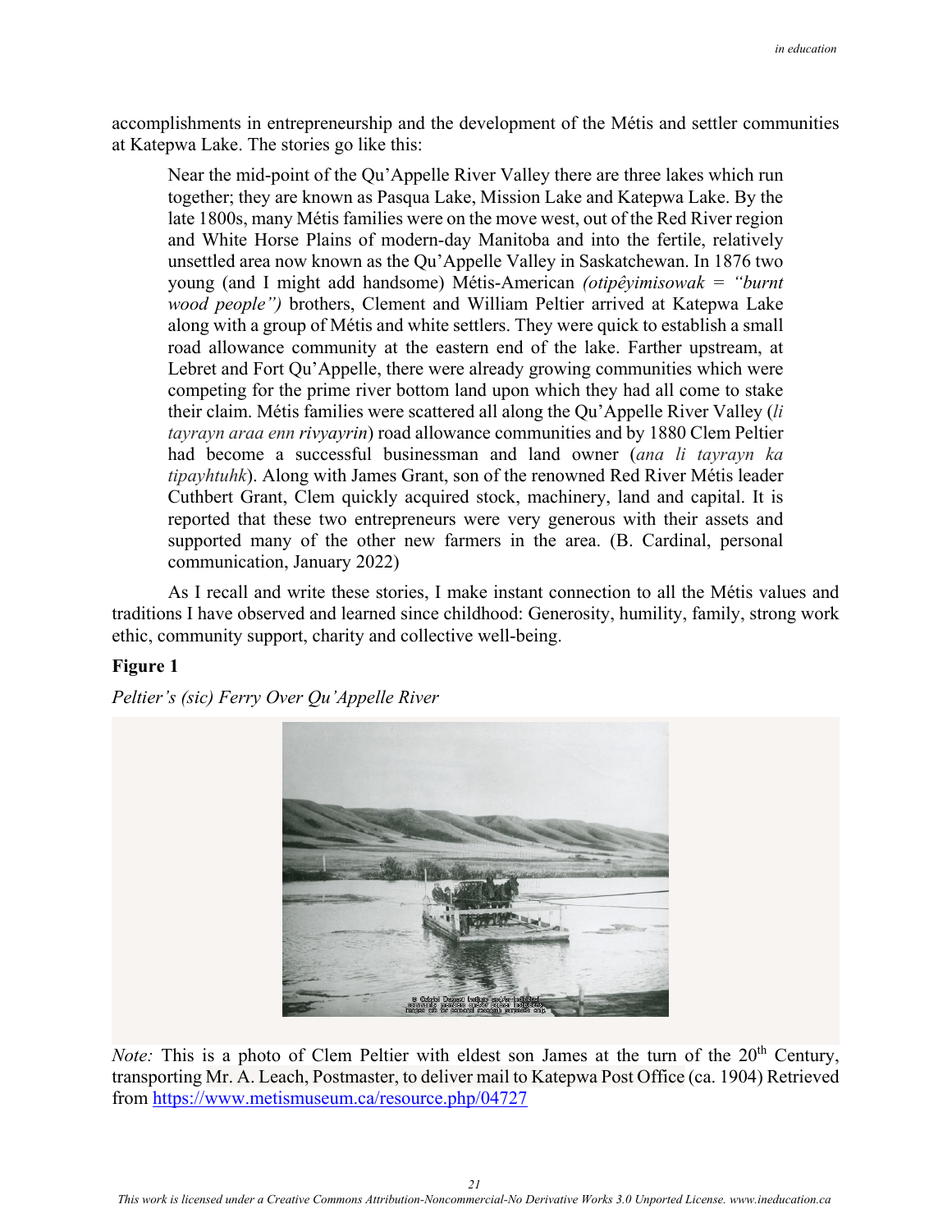accomplishments in entrepreneurship and the development of the Métis and settler communities at Katepwa Lake. The stories go like this:

> Near the mid-point of the Qu'Appelle River Valley there are three lakes which run together; they are known as Pasqua Lake, Mission Lake and Katepwa Lake. By the late 1800s, many Métis families were on the move west, out of the Red River region and White Horse Plains of modern-day Manitoba and into the fertile, relatively unsettled area now known as the Qu'Appelle Valley in Saskatchewan. In 1876 two young (and I might add handsome) Métis-American *(otipêyimisowak = "burnt wood people")* brothers, Clement and William Peltier arrived at Katepwa Lake along with a group of Métis and white settlers. They were quick to establish a small road allowance community at the eastern end of the lake. Farther upstream, at Lebret and Fort Qu'Appelle, there were already growing communities which were competing for the prime river bottom land upon which they had all come to stake their claim. Métis families were scattered all along the Qu'Appelle River Valley (*li tayrayn araa enn rivyayrin*) road allowance communities and by 1880 Clem Peltier had become a successful businessman and land owner (*ana li tayrayn ka tipayhtuhk*). Along with James Grant, son of the renowned Red River Métis leader Cuthbert Grant, Clem quickly acquired stock, machinery, land and capital. It is reported that these two entrepreneurs were very generous with their assets and supported many of the other new farmers in the area. (B. Cardinal, personal communication, January 2022)

As I recall and write these stories, I make instant connection to all the Métis values and traditions I have observed and learned since childhood: Generosity, humility, family, strong work ethic, community support, charity and collective well-being.

**Figure 1**

*Peltier's (sic) Ferry Over Qu'Appelle River*

*Note:* This is a photo of Clem Peltier with eldest son James at the turn of the 20th Century, transporting Mr. A. Leach, Postmaster, to deliver mail to Katepwa Post Office (ca. 1904) Retrieved from https://www.metismuseum.ca/resource.php/04727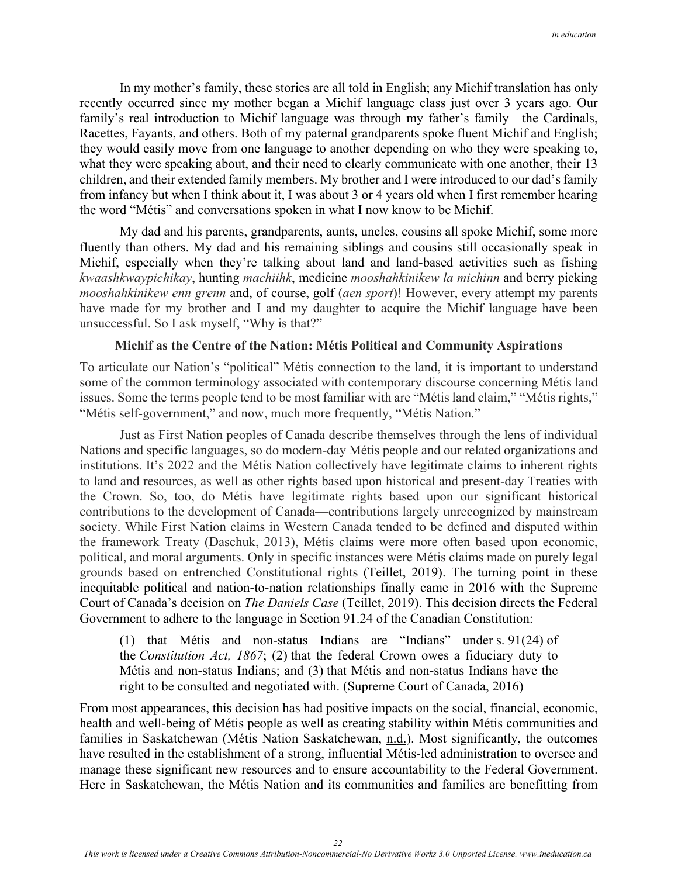In my mother's family, these stories are all told in English; any Michif translation has only recently occurred since my mother began a Michif language class just over 3 years ago. Our family's real introduction to Michif language was through my father's family—the Cardinals, Racettes, Fayants, and others. Both of my paternal grandparents spoke fluent Michif and English; they would easily move from one language to another depending on who they were speaking to, what they were speaking about, and their need to clearly communicate with one another, their 13 children, and their extended family members. My brother and I were introduced to our dad's family from infancy but when I think about it, I was about 3 or 4 years old when I first remember hearing the word "Métis" and conversations spoken in what I now know to be Michif.

My dad and his parents, grandparents, aunts, uncles, cousins all spoke Michif, some more fluently than others. My dad and his remaining siblings and cousins still occasionally speak in Michif, especially when they're talking about land and land-based activities such as fishing *kwaashkwaypichikay*, hunting *machiihk*, medicine *mooshahkinikew la michinn* and berry picking *mooshahkinikew enn grenn* and, of course, golf (*aen sport*)! However, every attempt my parents have made for my brother and I and my daughter to acquire the Michif language have been unsuccessful. So I ask myself, "Why is that?"

## Michif as the Centre of the Nation: Métis Political and Community Aspirations

To articulate our Nation's "political" Métis connection to the land, it is important to understand some of the common terminology associated with contemporary discourse concerning Métis land issues. Some the terms people tend to be most familiar with are "Métis land claim," "Métis rights," "Métis self-government," and now, much more frequently, "Métis Nation."

Just as First Nation peoples of Canada describe themselves through the lens of individual Nations and specific languages, so do modern-day Métis people and our related organizations and institutions. It's 2022 and the Métis Nation collectively have legitimate claims to inherent rights to land and resources, as well as other rights based upon historical and present-day Treaties with the Crown. So, too, do Métis have legitimate rights based upon our significant historical contributions to the development of Canada—contributions largely unrecognized by mainstream society. While First Nation claims in Western Canada tended to be defined and disputed within the framework Treaty (Daschuk, 2013), Métis claims were more often based upon economic, political, and moral arguments. Only in specific instances were Métis claims made on purely legal grounds based on entrenched Constitutional rights (Teillet, 2019). The turning point in these inequitable political and nation-to-nation relationships finally came in 2016 with the Supreme Court of Canada's decision on *The Daniels Case* (Teillet, 2019). This decision directs the Federal Government to adhere to the language in Section 91.24 of the Canadian Constitution:

> (1) that Métis and non-status Indians are "Indians" under s. 91(24) of the *Constitution Act, 1867*; (2) that the federal Crown owes a fiduciary duty to Métis and non-status Indians; and (3) that Métis and non-status Indians have the right to be consulted and negotiated with. (Supreme Court of Canada, 2016)

From most appearances, this decision has had positive impacts on the social, financial, economic, health and well-being of Métis people as well as creating stability within Métis communities and families in Saskatchewan (Métis Nation Saskatchewan, n.d.). Most significantly, the outcomes have resulted in the establishment of a strong, influential Métis-led administration to oversee and manage these significant new resources and to ensure accountability to the Federal Government. Here in Saskatchewan, the Métis Nation and its communities and families are benefitting from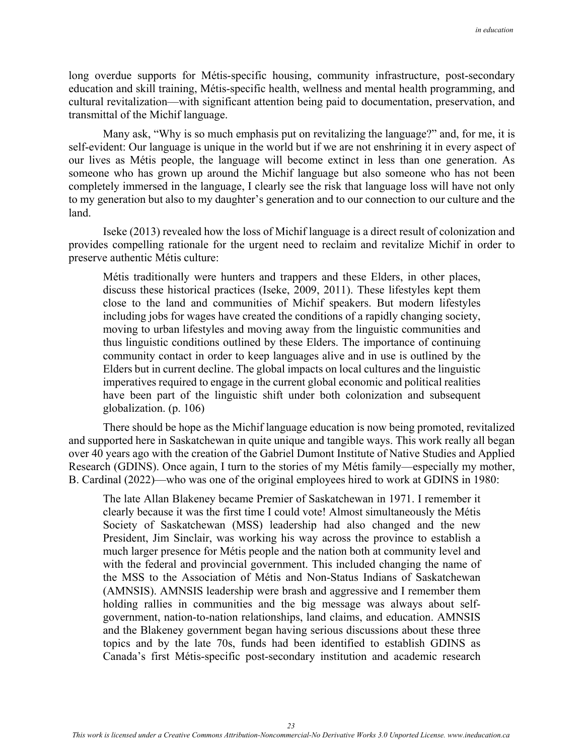long overdue supports for Métis-specific housing, community infrastructure, post-secondary education and skill training, Métis-specific health, wellness and mental health programming, and cultural revitalization—with significant attention being paid to documentation, preservation, and transmittal of the Michif language.

Many ask, "Why is so much emphasis put on revitalizing the language?" and, for me, it is self-evident: Our language is unique in the world but if we are not enshrining it in every aspect of our lives as Métis people, the language will become extinct in less than one generation. As someone who has grown up around the Michif language but also someone who has not been completely immersed in the language, I clearly see the risk that language loss will have not only to my generation but also to my daughter's generation and to our connection to our culture and the land.

Iseke (2013) revealed how the loss of Michif language is a direct result of colonization and provides compelling rationale for the urgent need to reclaim and revitalize Michif in order to preserve authentic Métis culture:

> Métis traditionally were hunters and trappers and these Elders, in other places, discuss these historical practices (Iseke, 2009, 2011). These lifestyles kept them close to the land and communities of Michif speakers. But modern lifestyles including jobs for wages have created the conditions of a rapidly changing society, moving to urban lifestyles and moving away from the linguistic communities and thus linguistic conditions outlined by these Elders. The importance of continuing community contact in order to keep languages alive and in use is outlined by the Elders but in current decline. The global impacts on local cultures and the linguistic imperatives required to engage in the current global economic and political realities have been part of the linguistic shift under both colonization and subsequent globalization. (p. 106)

There should be hope as the Michif language education is now being promoted, revitalized and supported here in Saskatchewan in quite unique and tangible ways. This work really all began over 40 years ago with the creation of the Gabriel Dumont Institute of Native Studies and Applied Research (GDINS). Once again, I turn to the stories of my Métis family—especially my mother, B. Cardinal (2022)—who was one of the original employees hired to work at GDINS in 1980:

> The late Allan Blakeney became Premier of Saskatchewan in 1971. I remember it clearly because it was the first time I could vote! Almost simultaneously the Métis Society of Saskatchewan (MSS) leadership had also changed and the new President, Jim Sinclair, was working his way across the province to establish a much larger presence for Métis people and the nation both at community level and with the federal and provincial government. This included changing the name of the MSS to the Association of Métis and Non-Status Indians of Saskatchewan (AMNSIS). AMNSIS leadership were brash and aggressive and I remember them holding rallies in communities and the big message was always about self-government, nation-to-nation relationships, land claims, and education. AMNSIS and the Blakeney government began having serious discussions about these three topics and by the late 70s, funds had been identified to establish GDINS as Canada's first Métis-specific post-secondary institution and academic research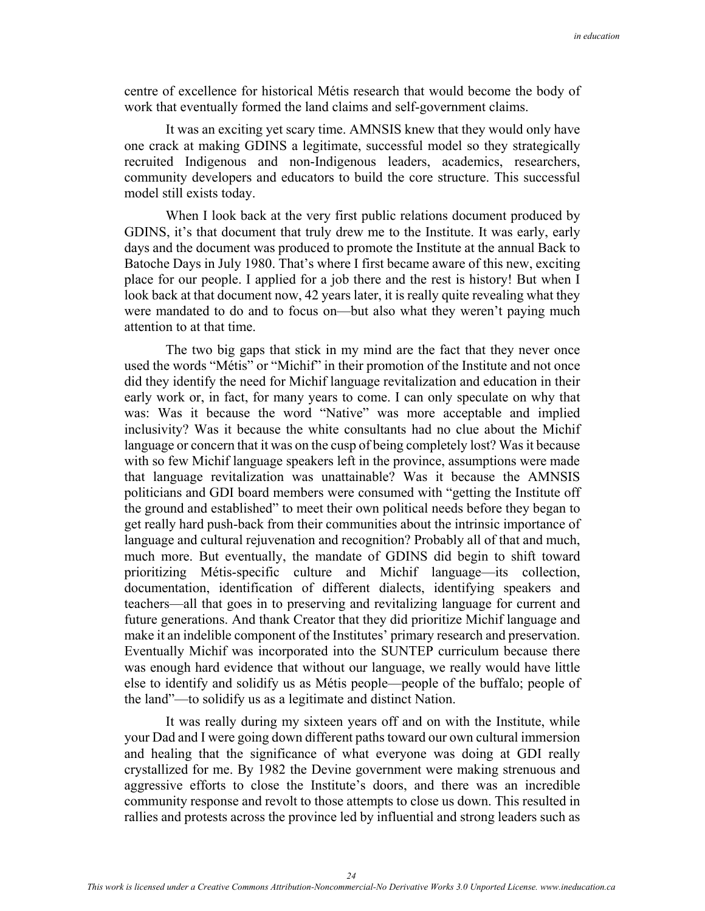centre of excellence for historical Métis research that would become the body of work that eventually formed the land claims and self-government claims.

It was an exciting yet scary time. AMNSIS knew that they would only have one crack at making GDINS a legitimate, successful model so they strategically recruited Indigenous and non-Indigenous leaders, academics, researchers, community developers and educators to build the core structure. This successful model still exists today.

When I look back at the very first public relations document produced by GDINS, it's that document that truly drew me to the Institute. It was early, early days and the document was produced to promote the Institute at the annual Back to Batoche Days in July 1980. That's where I first became aware of this new, exciting place for our people. I applied for a job there and the rest is history! But when I look back at that document now, 42 years later, it is really quite revealing what they were mandated to do and to focus on—but also what they weren't paying much attention to at that time.

The two big gaps that stick in my mind are the fact that they never once used the words "Métis" or "Michif" in their promotion of the Institute and not once did they identify the need for Michif language revitalization and education in their early work or, in fact, for many years to come. I can only speculate on why that was: Was it because the word "Native" was more acceptable and implied inclusivity? Was it because the white consultants had no clue about the Michif language or concern that it was on the cusp of being completely lost? Was it because with so few Michif language speakers left in the province, assumptions were made that language revitalization was unattainable? Was it because the AMNSIS politicians and GDI board members were consumed with "getting the Institute off the ground and established" to meet their own political needs before they began to get really hard push-back from their communities about the intrinsic importance of language and cultural rejuvenation and recognition? Probably all of that and much, much more. But eventually, the mandate of GDINS did begin to shift toward prioritizing Métis-specific culture and Michif language—its collection, documentation, identification of different dialects, identifying speakers and teachers—all that goes in to preserving and revitalizing language for current and future generations. And thank Creator that they did prioritize Michif language and make it an indelible component of the Institutes' primary research and preservation. Eventually Michif was incorporated into the SUNTEP curriculum because there was enough hard evidence that without our language, we really would have little else to identify and solidify us as Métis people—people of the buffalo; people of the land"—to solidify us as a legitimate and distinct Nation.

It was really during my sixteen years off and on with the Institute, while your Dad and I were going down different paths toward our own cultural immersion and healing that the significance of what everyone was doing at GDI really crystallized for me. By 1982 the Devine government were making strenuous and aggressive efforts to close the Institute's doors, and there was an incredible community response and revolt to those attempts to close us down. This resulted in rallies and protests across the province led by influential and strong leaders such as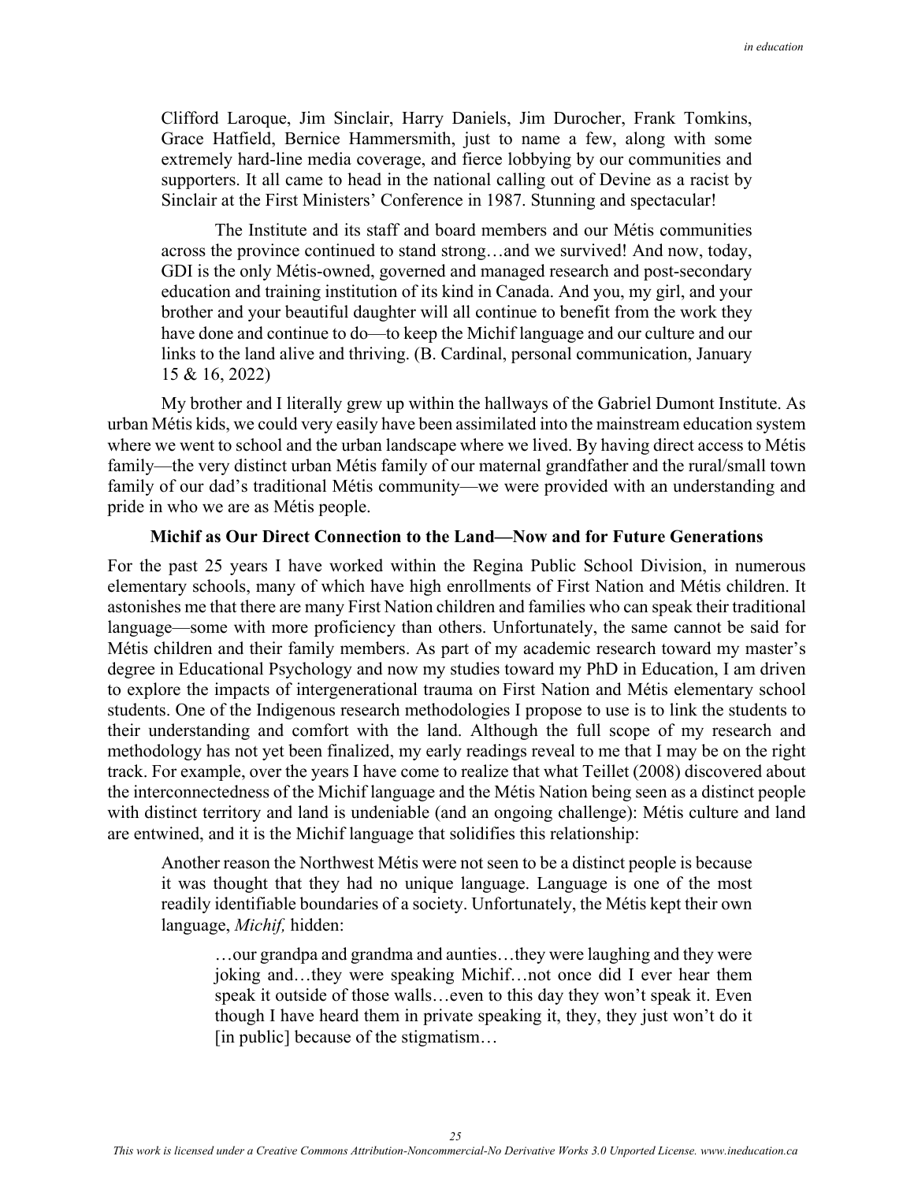> Clifford Laroque, Jim Sinclair, Harry Daniels, Jim Durocher, Frank Tomkins, Grace Hatfield, Bernice Hammersmith, just to name a few, along with some extremely hard-line media coverage, and fierce lobbying by our communities and supporters. It all came to head in the national calling out of Devine as a racist by Sinclair at the First Ministers' Conference in 1987. Stunning and spectacular!
>
> The Institute and its staff and board members and our Métis communities across the province continued to stand strong…and we survived! And now, today, GDI is the only Métis-owned, governed and managed research and post-secondary education and training institution of its kind in Canada. And you, my girl, and your brother and your beautiful daughter will all continue to benefit from the work they have done and continue to do—to keep the Michif language and our culture and our links to the land alive and thriving. (B. Cardinal, personal communication, January 15 & 16, 2022)

My brother and I literally grew up within the hallways of the Gabriel Dumont Institute. As urban Métis kids, we could very easily have been assimilated into the mainstream education system where we went to school and the urban landscape where we lived. By having direct access to Métis family—the very distinct urban Métis family of our maternal grandfather and the rural/small town family of our dad's traditional Métis community—we were provided with an understanding and pride in who we are as Métis people.

## Michif as Our Direct Connection to the Land—Now and for Future Generations

For the past 25 years I have worked within the Regina Public School Division, in numerous elementary schools, many of which have high enrollments of First Nation and Métis children. It astonishes me that there are many First Nation children and families who can speak their traditional language—some with more proficiency than others. Unfortunately, the same cannot be said for Métis children and their family members. As part of my academic research toward my master's degree in Educational Psychology and now my studies toward my PhD in Education, I am driven to explore the impacts of intergenerational trauma on First Nation and Métis elementary school students. One of the Indigenous research methodologies I propose to use is to link the students to their understanding and comfort with the land. Although the full scope of my research and methodology has not yet been finalized, my early readings reveal to me that I may be on the right track. For example, over the years I have come to realize that what Teillet (2008) discovered about the interconnectedness of the Michif language and the Métis Nation being seen as a distinct people with distinct territory and land is undeniable (and an ongoing challenge): Métis culture and land are entwined, and it is the Michif language that solidifies this relationship:

> Another reason the Northwest Métis were not seen to be a distinct people is because it was thought that they had no unique language. Language is one of the most readily identifiable boundaries of a society. Unfortunately, the Métis kept their own language, *Michif,* hidden:
>
>> …our grandpa and grandma and aunties…they were laughing and they were joking and…they were speaking Michif…not once did I ever hear them speak it outside of those walls…even to this day they won't speak it. Even though I have heard them in private speaking it, they, they just won't do it [in public] because of the stigmatism…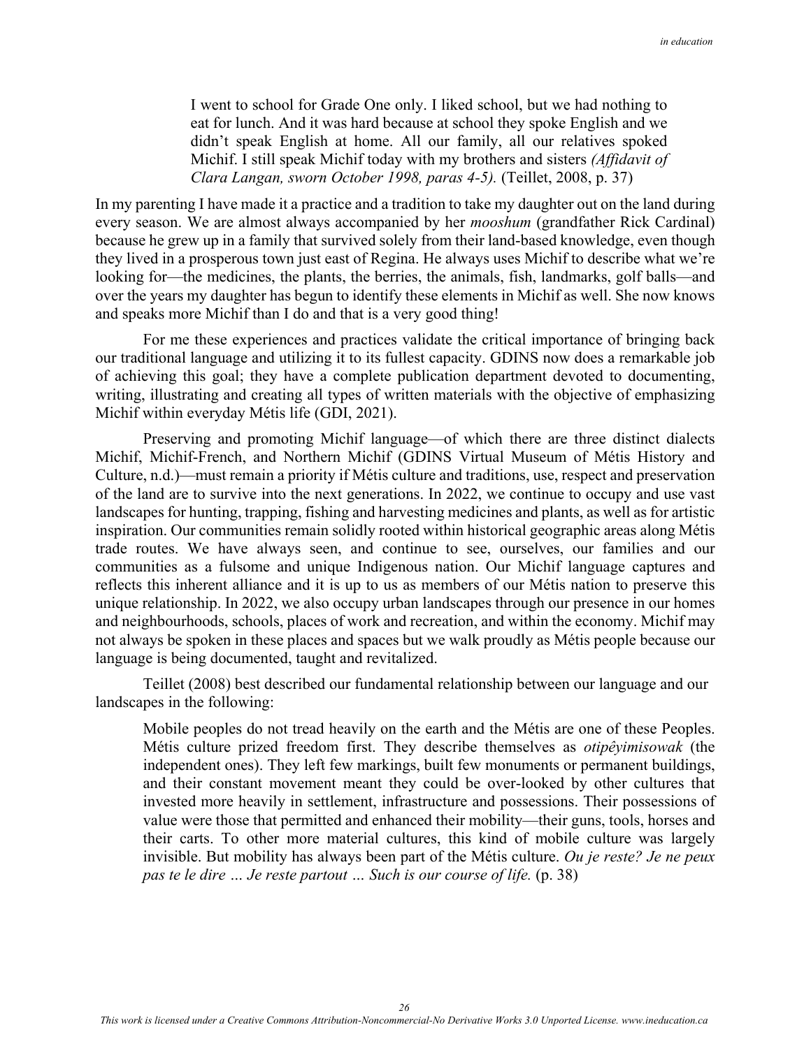> I went to school for Grade One only. I liked school, but we had nothing to eat for lunch. And it was hard because at school they spoke English and we didn't speak English at home. All our family, all our relatives spoked Michif. I still speak Michif today with my brothers and sisters *(Affidavit of Clara Langan, sworn October 1998, paras 4-5).* (Teillet, 2008, p. 37)

In my parenting I have made it a practice and a tradition to take my daughter out on the land during every season. We are almost always accompanied by her *mooshum* (grandfather Rick Cardinal) because he grew up in a family that survived solely from their land-based knowledge, even though they lived in a prosperous town just east of Regina. He always uses Michif to describe what we're looking for—the medicines, the plants, the berries, the animals, fish, landmarks, golf balls—and over the years my daughter has begun to identify these elements in Michif as well. She now knows and speaks more Michif than I do and that is a very good thing!

For me these experiences and practices validate the critical importance of bringing back our traditional language and utilizing it to its fullest capacity. GDINS now does a remarkable job of achieving this goal; they have a complete publication department devoted to documenting, writing, illustrating and creating all types of written materials with the objective of emphasizing Michif within everyday Métis life (GDI, 2021).

Preserving and promoting Michif language—of which there are three distinct dialects Michif, Michif-French, and Northern Michif (GDINS Virtual Museum of Métis History and Culture, n.d.)—must remain a priority if Métis culture and traditions, use, respect and preservation of the land are to survive into the next generations. In 2022, we continue to occupy and use vast landscapes for hunting, trapping, fishing and harvesting medicines and plants, as well as for artistic inspiration. Our communities remain solidly rooted within historical geographic areas along Métis trade routes. We have always seen, and continue to see, ourselves, our families and our communities as a fulsome and unique Indigenous nation. Our Michif language captures and reflects this inherent alliance and it is up to us as members of our Métis nation to preserve this unique relationship. In 2022, we also occupy urban landscapes through our presence in our homes and neighbourhoods, schools, places of work and recreation, and within the economy. Michif may not always be spoken in these places and spaces but we walk proudly as Métis people because our language is being documented, taught and revitalized.

Teillet (2008) best described our fundamental relationship between our language and our landscapes in the following:

> Mobile peoples do not tread heavily on the earth and the Métis are one of these Peoples. Métis culture prized freedom first. They describe themselves as *otipêyimisowak* (the independent ones). They left few markings, built few monuments or permanent buildings, and their constant movement meant they could be over-looked by other cultures that invested more heavily in settlement, infrastructure and possessions. Their possessions of value were those that permitted and enhanced their mobility—their guns, tools, horses and their carts. To other more material cultures, this kind of mobile culture was largely invisible. But mobility has always been part of the Métis culture. *Ou je reste? Je ne peux pas te le dire … Je reste partout … Such is our course of life.* (p. 38)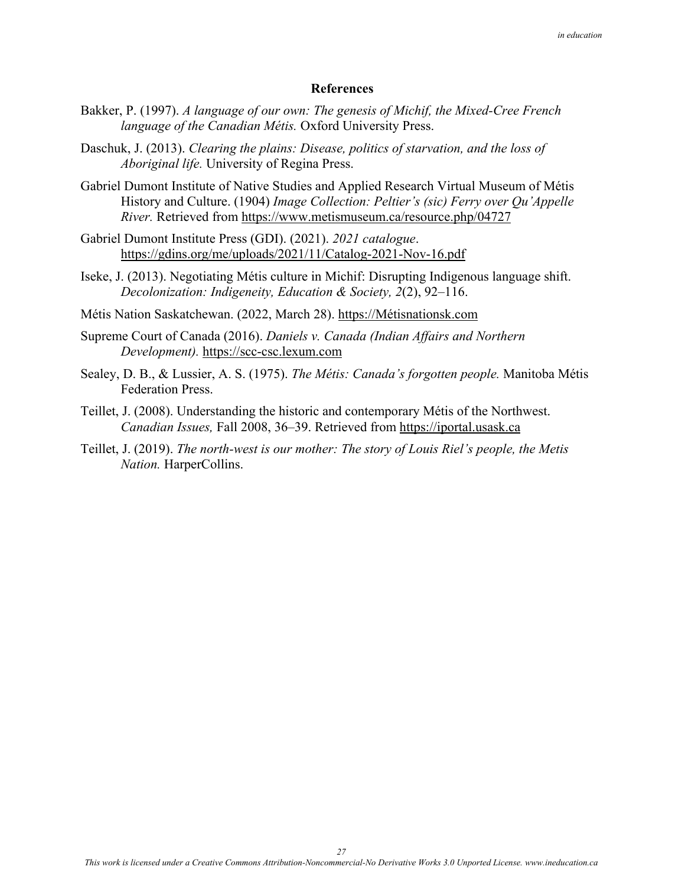## References

Bakker, P. (1997). *A language of our own: The genesis of Michif, the Mixed-Cree French language of the Canadian Métis.* Oxford University Press.

Daschuk, J. (2013). *Clearing the plains: Disease, politics of starvation, and the loss of Aboriginal life.* University of Regina Press.

Gabriel Dumont Institute of Native Studies and Applied Research Virtual Museum of Métis History and Culture. (1904) *Image Collection: Peltier's (sic) Ferry over Qu'Appelle River.* Retrieved from https://www.metismuseum.ca/resource.php/04727

Gabriel Dumont Institute Press (GDI). (2021). *2021 catalogue*. https://gdins.org/me/uploads/2021/11/Catalog-2021-Nov-16.pdf

Iseke, J. (2013). Negotiating Métis culture in Michif: Disrupting Indigenous language shift. *Decolonization: Indigeneity, Education & Society, 2*(2), 92–116.

Métis Nation Saskatchewan. (2022, March 28). https://Métisnationsk.com

Supreme Court of Canada (2016). *Daniels v. Canada (Indian Affairs and Northern Development).* https://scc-csc.lexum.com

Sealey, D. B., & Lussier, A. S. (1975). *The Métis: Canada's forgotten people.* Manitoba Métis Federation Press.

Teillet, J. (2008). Understanding the historic and contemporary Métis of the Northwest. *Canadian Issues,* Fall 2008, 36–39. Retrieved from https://iportal.usask.ca

Teillet, J. (2019). *The north-west is our mother: The story of Louis Riel's people, the Metis Nation.* HarperCollins.